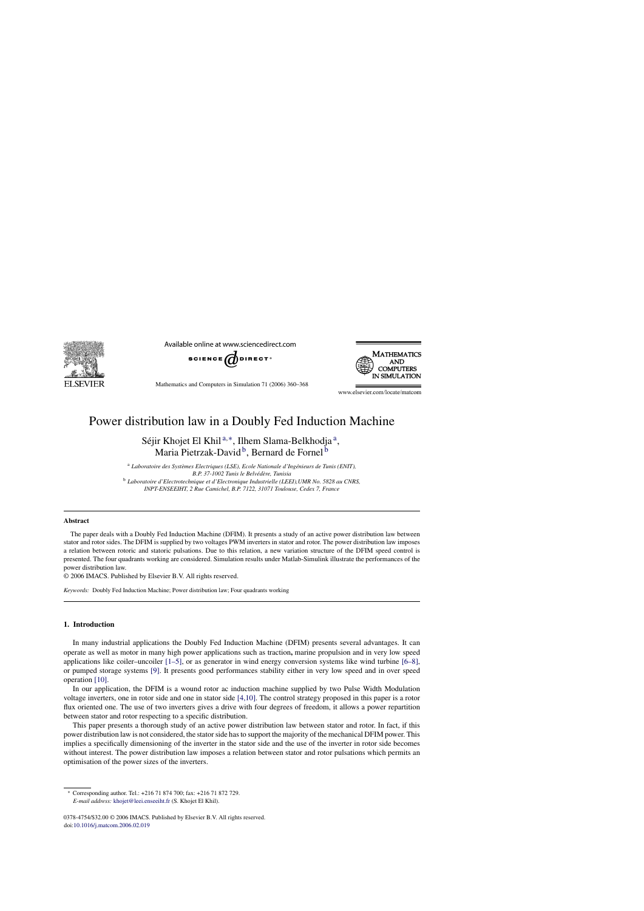// Power distribution law in a Doubly Fed Induction Machine

Séjir Khojet El Khil [a,*], Ilhem Slama-Belkhodja [a], Maria Pietrzak-David [b], Bernard de Fornel [b]

[a] *Laboratoire des Systèmes Electriques (LSE), Ecole Nationale d'Ingénieurs de Tunis (ENIT), B.P. 37-1002 Tunis le Belvédère, Tunisia*

[b] *Laboratoire d'Electrotechnique et d'Electronique Industrielle (LEEI),UMR No. 5828 au CNRS, INPT-ENSEEIHT, 2 Rue Camichel, B.P. 7122, 31071 Toulouse, Cedex 7, France*

## Abstract

The paper deals with a Doubly Fed Induction Machine (DFIM). It presents a study of an active power distribution law between stator and rotor sides. The DFIM is supplied by two voltages PWM inverters in stator and rotor. The power distribution law imposes a relation between rotoric and statoric pulsations. Due to this relation, a new variation structure of the DFIM speed control is presented. The four quadrants working are considered. Simulation results under Matlab-Simulink illustrate the performances of the power distribution law.

© 2006 IMACS. Published by Elsevier B.V. All rights reserved.

*Keywords:* Doubly Fed Induction Machine; Power distribution law; Four quadrants working

## 1. Introduction

In many industrial applications the Doubly Fed Induction Machine (DFIM) presents several advantages. It can operate as well as motor in many high power applications such as traction**,** marine propulsion and in very low speed applications like coiler–uncoiler [1–5], or as generator in wind energy conversion systems like wind turbine [6–8], or pumped storage systems [9]. It presents good performances stability either in very low speed and in over speed operation [10].

In our application, the DFIM is a wound rotor ac induction machine supplied by two Pulse Width Modulation voltage inverters, one in rotor side and one in stator side [4,10]. The control strategy proposed in this paper is a rotor flux oriented one. The use of two inverters gives a drive with four degrees of freedom, it allows a power repartition between stator and rotor respecting to a specific distribution.

This paper presents a thorough study of an active power distribution law between stator and rotor. In fact, if this power distribution law is not considered, the stator side has to support the majority of the mechanical DFIM power. This implies a specifically dimensioning of the inverter in the stator side and the use of the inverter in rotor side becomes without interest. The power distribution law imposes a relation between stator and rotor pulsations which permits an optimisation of the power sizes of the inverters.

* Corresponding author. Tel.: +216 71 874 700; fax: +216 71 872 729.
*E-mail address:* khojet@leei.enseeiht.fr (S. Khojet El Khil).

0378-4754/$32.00 © 2006 IMACS. Published by Elsevier B.V. All rights reserved.
doi:10.1016/j.matcom.2006.02.019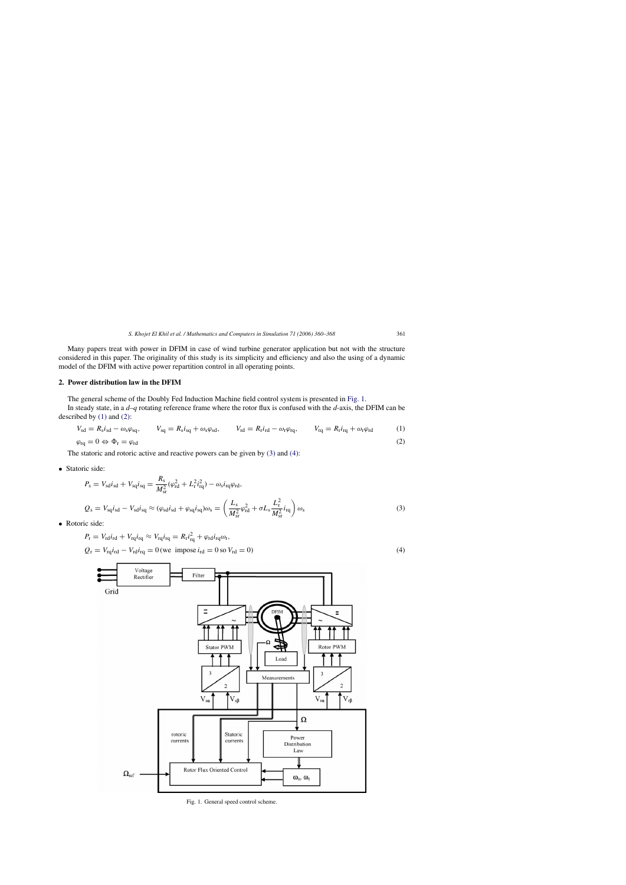Many papers treat with power in DFIM in case of wind turbine generator application but not with the structure considered in this paper. The originality of this study is its simplicity and efficiency and also the using of a dynamic model of the DFIM with active power repartition control in all operating points.

## 2. Power distribution law in the DFIM

The general scheme of the Doubly Fed Induction Machine field control system is presented in Fig. 1.

In steady state, in a $d$–$q$ rotating reference frame where the rotor flux is confused with the $d$-axis, the DFIM can be described by (1) and (2):

$$V_{\mathrm{sd}} = R_{\mathrm{s}} i_{\mathrm{sd}} - \omega_{\mathrm{s}} \varphi_{\mathrm{sq}}, \qquad V_{\mathrm{sq}} = R_{\mathrm{s}} i_{\mathrm{sq}} + \omega_{\mathrm{s}} \varphi_{\mathrm{sd}}, \qquad V_{\mathrm{rd}} = R_{\mathrm{r}} i_{\mathrm{rd}} - \omega_{\mathrm{r}} \varphi_{\mathrm{rq}}, \qquad V_{\mathrm{rq}} = R_{\mathrm{r}} i_{\mathrm{rq}} + \omega_{\mathrm{r}} \varphi_{\mathrm{rd}} \tag{1}$$

$$\varphi_{\mathrm{rq}} = 0 \Leftrightarrow \Phi_{\mathrm{r}} = \varphi_{\mathrm{rd}} \tag{2}$$

The statoric and rotoric active and reactive powers can be given by (3) and (4):

- Statoric side:

$$P_{\mathrm{s}} = V_{\mathrm{sd}} i_{\mathrm{sd}} + V_{\mathrm{sq}} i_{\mathrm{sq}} = \frac{R_{\mathrm{s}}}{M_{\mathrm{sr}}^2}(\varphi_{\mathrm{rd}}^2 + L_{\mathrm{r}}^2 i_{\mathrm{rq}}^2) - \omega_{\mathrm{s}} i_{\mathrm{rq}} \varphi_{\mathrm{rd}},$$

$$Q_{\mathrm{s}} = V_{\mathrm{sq}} i_{\mathrm{sd}} - V_{\mathrm{sd}} i_{\mathrm{sq}} \approx (\varphi_{\mathrm{sd}} i_{\mathrm{sd}} + \varphi_{\mathrm{sq}} i_{\mathrm{sq}})\omega_{\mathrm{s}} = \left(\frac{L_{\mathrm{s}}}{M_{\mathrm{sr}}^2}\varphi_{\mathrm{rd}}^2 + \sigma L_{\mathrm{s}} \frac{L_{\mathrm{r}}^2}{M_{\mathrm{sr}}^2} i_{\mathrm{rq}}\right)\omega_{\mathrm{s}} \tag{3}$$

- Rotoric side:

$$P_{\mathrm{r}} = V_{\mathrm{rd}} i_{\mathrm{rd}} + V_{\mathrm{rq}} i_{\mathrm{rq}} \approx V_{\mathrm{rq}} i_{\mathrm{rq}} = R_{\mathrm{r}} i_{\mathrm{rq}}^2 + \varphi_{\mathrm{rd}} i_{\mathrm{rq}} \omega_{\mathrm{r}},$$

$$Q_{\mathrm{r}} = V_{\mathrm{rq}} i_{\mathrm{rd}} - V_{\mathrm{rd}} i_{\mathrm{rq}} = 0 \, (\text{we impose } i_{\mathrm{rd}} = 0 \text{ so } V_{\mathrm{rd}} = 0) \tag{4}$$

Fig. 1. General speed control scheme.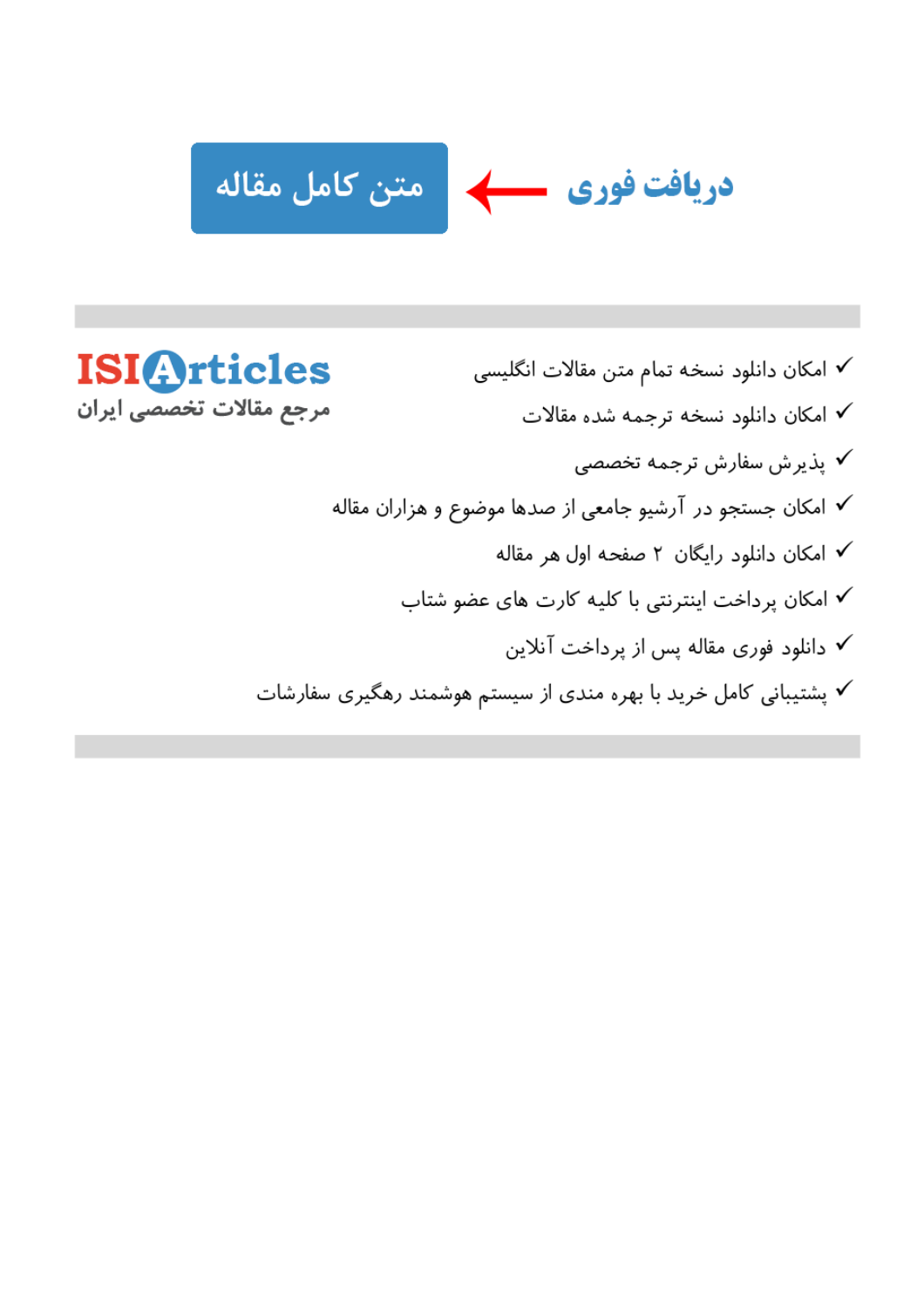دریافت فوری ← متن کامل مقاله

**ISIArticles**
مرجع مقالات تخصصی ایران

- ✓ امکان دانلود نسخه تمام متن مقالات انگلیسی
- ✓ امکان دانلود نسخه ترجمه شده مقالات
- ✓ پذیرش سفارش ترجمه تخصصی
- ✓ امکان جستجو در آرشیو جامعی از صدها موضوع و هزاران مقاله
- ✓ امکان دانلود رایگان ۲ صفحه اول هر مقاله
- ✓ امکان پرداخت اینترنتی با کلیه کارت های عضو شتاب
- ✓ دانلود فوری مقاله پس از پرداخت آنلاین
- ✓ پشتیبانی کامل خرید با بهره مندی از سیستم هوشمند رهگیری سفارشات